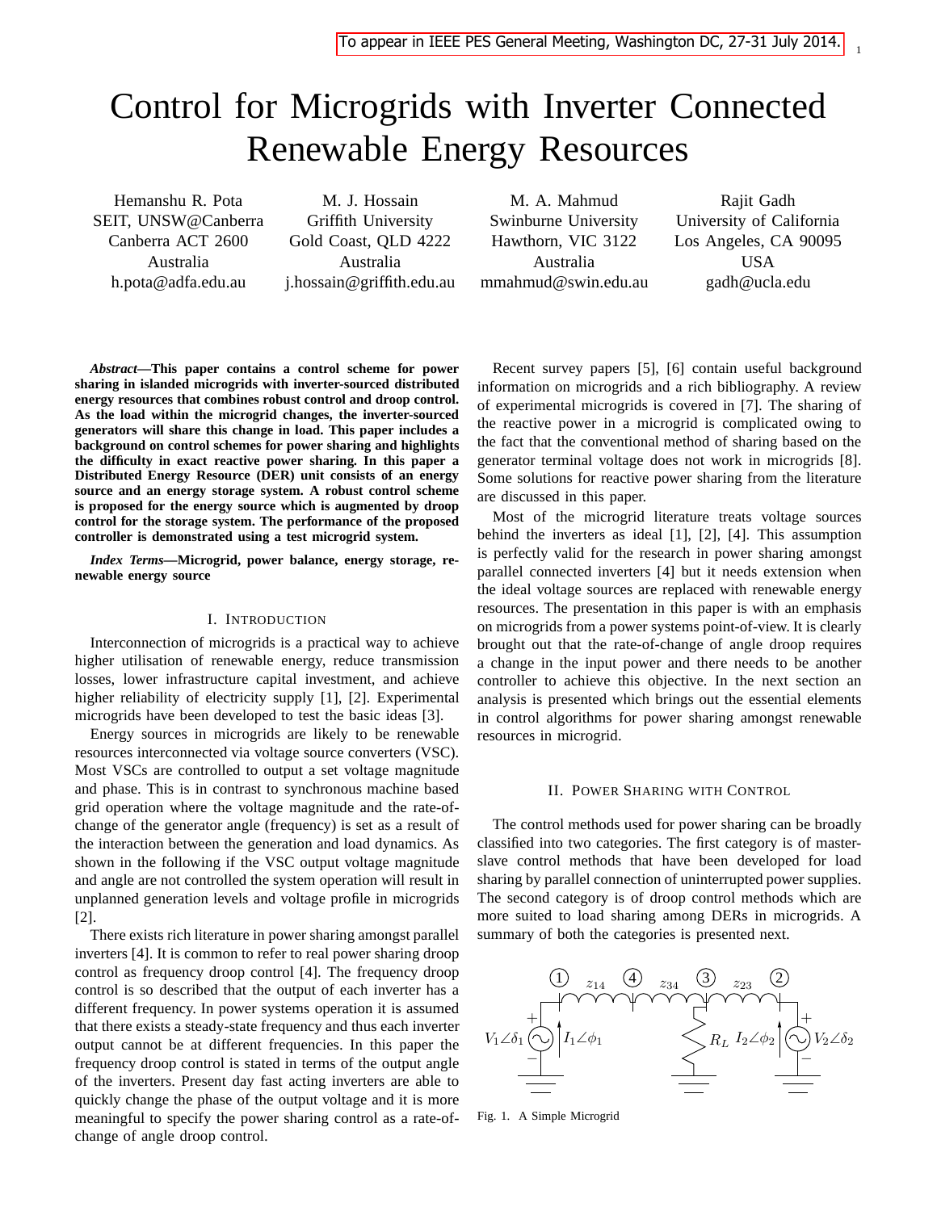To appear in IEEE PES General Meeting, Washington DC, 27-31 July 2014.

# Control for Microgrids with Inverter Connected Renewable Energy Resources

Hemanshu R. Pota
SEIT, UNSW@Canberra
Canberra ACT 2600
Australia
h.pota@adfa.edu.au

M. J. Hossain
Griffith University
Gold Coast, QLD 4222
Australia
j.hossain@griffith.edu.au

M. A. Mahmud
Swinburne University
Hawthorn, VIC 3122
Australia
mmahmud@swin.edu.au

Rajit Gadh
University of California
Los Angeles, CA 90095
USA
gadh@ucla.edu

***Abstract*—This paper contains a control scheme for power sharing in islanded microgrids with inverter-sourced distributed energy resources that combines robust control and droop control. As the load within the microgrid changes, the inverter-sourced generators will share this change in load. This paper includes a background on control schemes for power sharing and highlights the difficulty in exact reactive power sharing. In this paper a Distributed Energy Resource (DER) unit consists of an energy source and an energy storage system. A robust control scheme is proposed for the energy source which is augmented by droop control for the storage system. The performance of the proposed controller is demonstrated using a test microgrid system.**

***Index Terms*—Microgrid, power balance, energy storage, renewable energy source**

## I. Introduction

Interconnection of microgrids is a practical way to achieve higher utilisation of renewable energy, reduce transmission losses, lower infrastructure capital investment, and achieve higher reliability of electricity supply [1], [2]. Experimental microgrids have been developed to test the basic ideas [3].

Energy sources in microgrids are likely to be renewable resources interconnected via voltage source converters (VSC). Most VSCs are controlled to output a set voltage magnitude and phase. This is in contrast to synchronous machine based grid operation where the voltage magnitude and the rate-of-change of the generator angle (frequency) is set as a result of the interaction between the generation and load dynamics. As shown in the following if the VSC output voltage magnitude and angle are not controlled the system operation will result in unplanned generation levels and voltage profile in microgrids [2].

There exists rich literature in power sharing amongst parallel inverters [4]. It is common to refer to real power sharing droop control as frequency droop control [4]. The frequency droop control is so described that the output of each inverter has a different frequency. In power systems operation it is assumed that there exists a steady-state frequency and thus each inverter output cannot be at different frequencies. In this paper the frequency droop control is stated in terms of the output angle of the inverters. Present day fast acting inverters are able to quickly change the phase of the output voltage and it is more meaningful to specify the power sharing control as a rate-of-change of angle droop control.

Recent survey papers [5], [6] contain useful background information on microgrids and a rich bibliography. A review of experimental microgrids is covered in [7]. The sharing of the reactive power in a microgrid is complicated owing to the fact that the conventional method of sharing based on the generator terminal voltage does not work in microgrids [8]. Some solutions for reactive power sharing from the literature are discussed in this paper.

Most of the microgrid literature treats voltage sources behind the inverters as ideal [1], [2], [4]. This assumption is perfectly valid for the research in power sharing amongst parallel connected inverters [4] but it needs extension when the ideal voltage sources are replaced with renewable energy resources. The presentation in this paper is with an emphasis on microgrids from a power systems point-of-view. It is clearly brought out that the rate-of-change of angle droop requires a change in the input power and there needs to be another controller to achieve this objective. In the next section an analysis is presented which brings out the essential elements in control algorithms for power sharing amongst renewable resources in microgrid.

## II. Power Sharing with Control

The control methods used for power sharing can be broadly classified into two categories. The first category is of master-slave control methods that have been developed for load sharing by parallel connection of uninterrupted power supplies. The second category is of droop control methods which are more suited to load sharing among DERs in microgrids. A summary of both the categories is presented next.

1 $z_{14}$ 4 $z_{34}$ 3 $z_{23}$ 2
$V_1\angle\delta_1$ $I_1\angle\phi_1$ $R_L$ $I_2\angle\phi_2$ $V_2\angle\delta_2$

Fig. 1. A Simple Microgrid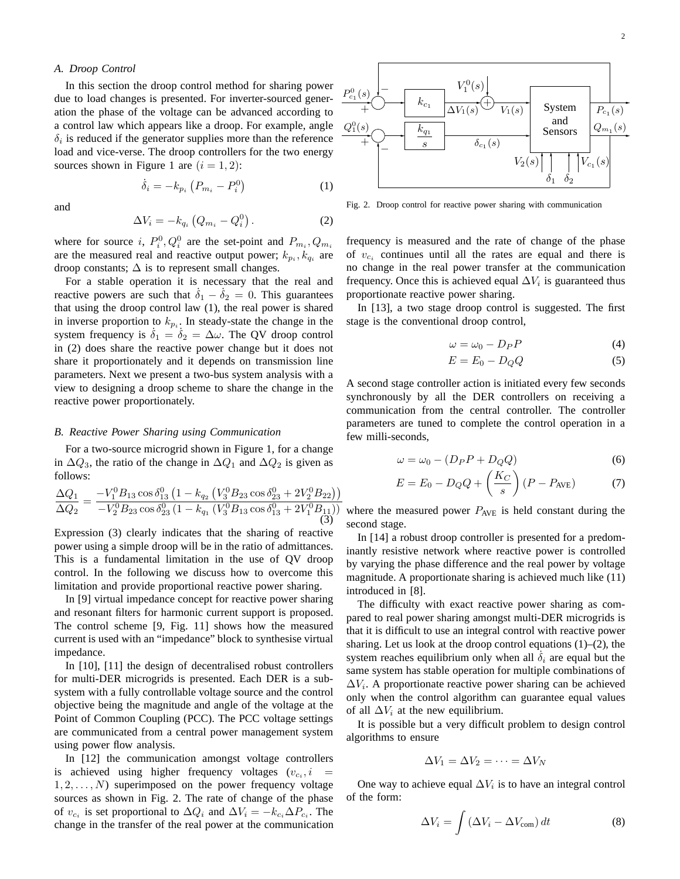### A. Droop Control

In this section the droop control method for sharing power due to load changes is presented. For inverter-sourced generation the phase of the voltage can be advanced according to a control law which appears like a droop. For example, angle $\delta_i$ is reduced if the generator supplies more than the reference load and vice-verse. The droop controllers for the two energy sources shown in Figure 1 are $(i = 1, 2)$:

$$\dot{\delta}_i = -k_{p_i}\left(P_{m_i} - P_i^0\right) \tag{1}$$

and

$$\Delta V_i = -k_{q_i}\left(Q_{m_i} - Q_i^0\right). \tag{2}$$

where for source $i$, $P_i^0, Q_i^0$ are the set-point and $P_{m_i}, Q_{m_i}$ are the measured real and reactive output power; $k_{p_i}, k_{q_i}$ are droop constants; $\Delta$ is to represent small changes.

For a stable operation it is necessary that the real and reactive powers are such that $\dot{\delta}_1 - \dot{\delta}_2 = 0$. This guarantees that using the droop control law (1), the real power is shared in inverse proportion to $k_{p_i}$. In steady-state the change in the system frequency is $\dot{\delta}_1 = \dot{\delta}_2 = \Delta\omega$. The QV droop control in (2) does share the reactive power change but it does not share it proportionately and it depends on transmission line parameters. Next we present a two-bus system analysis with a view to designing a droop scheme to share the change in the reactive power proportionately.

### B. Reactive Power Sharing using Communication

For a two-source microgrid shown in Figure 1, for a change in $\Delta Q_3$, the ratio of the change in $\Delta Q_1$ and $\Delta Q_2$ is given as follows:

$$\frac{\Delta Q_1}{\Delta Q_2} = \frac{-V_1^0 B_{13}\cos\delta_{13}^0\left(1 - k_{q_2}\left(V_3^0 B_{23}\cos\delta_{23}^0 + 2V_2^0 B_{22}\right)\right)}{-V_2^0 B_{23}\cos\delta_{23}^0\left(1 - k_{q_1}\left(V_3^0 B_{13}\cos\delta_{13}^0 + 2V_1^0 B_{11}\right)\right)} \tag{3}$$

Expression (3) clearly indicates that the sharing of reactive power using a simple droop will be in the ratio of admittances. This is a fundamental limitation in the use of QV droop control. In the following we discuss how to overcome this limitation and provide proportional reactive power sharing.

In [9] virtual impedance concept for reactive power sharing and resonant filters for harmonic current support is proposed. The control scheme [9, Fig. 11] shows how the measured current is used with an "impedance" block to synthesise virtual impedance.

In [10], [11] the design of decentralised robust controllers for multi-DER microgrids is presented. Each DER is a subsystem with a fully controllable voltage source and the control objective being the magnitude and angle of the voltage at the Point of Common Coupling (PCC). The PCC voltage settings are communicated from a central power management system using power flow analysis.

In [12] the communication amongst voltage controllers is achieved using higher frequency voltages ($v_{c_i}, i = 1, 2, \ldots, N$) superimposed on the power frequency voltage sources as shown in Fig. 2. The rate of change of the phase of $v_{c_i}$ is set proportional to $\Delta Q_i$ and $\Delta V_i = -k_{c_i}\Delta P_{c_i}$. The change in the transfer of the real power at the communication frequency is measured and the rate of change of the phase of $v_{c_i}$ continues until all the rates are equal and there is no change in the real power transfer at the communication frequency. Once this is achieved equal $\Delta V_i$ is guaranteed thus proportionate reactive power sharing.

$P_{c_1}^0(s)$, $Q_1^0(s)$, $k_{c_1}$, $\frac{k_{q_1}}{s}$, $V_1^0(s)$, $\Delta V_1(s)$, $V_1(s)$, $\delta_{c_1}(s)$, System and Sensors, $P_{c_1}(s)$, $Q_{m_1}(s)$, $V_2(s)$, $\delta_1$, $\delta_2$, $V_{c_1}(s)$

Fig. 2. Droop control for reactive power sharing with communication

In [13], a two stage droop control is suggested. The first stage is the conventional droop control,

$$\omega = \omega_0 - D_P P \tag{4}$$

$$E = E_0 - D_Q Q \tag{5}$$

A second stage controller action is initiated every few seconds synchronously by all the DER controllers on receiving a communication from the central controller. The controller parameters are tuned to complete the control operation in a few milli-seconds,

$$\omega = \omega_0 - (D_P P + D_Q Q) \tag{6}$$

$$E = E_0 - D_Q Q + \left(\frac{K_C}{s}\right)(P - P_{\text{AVE}}) \tag{7}$$

where the measured power $P_{\text{AVE}}$ is held constant during the second stage.

In [14] a robust droop controller is presented for a predominantly resistive network where reactive power is controlled by varying the phase difference and the real power by voltage magnitude. A proportionate sharing is achieved much like (11) introduced in [8].

The difficulty with exact reactive power sharing as compared to real power sharing amongst multi-DER microgrids is that it is difficult to use an integral control with reactive power sharing. Let us look at the droop control equations (1)–(2), the system reaches equilibrium only when all $\dot{\delta}_i$ are equal but the same system has stable operation for multiple combinations of $\Delta V_i$. A proportionate reactive power sharing can be achieved only when the control algorithm can guarantee equal values of all $\Delta V_i$ at the new equilibrium.

It is possible but a very difficult problem to design control algorithms to ensure

$$\Delta V_1 = \Delta V_2 = \cdots = \Delta V_N$$

One way to achieve equal $\Delta V_i$ is to have an integral control of the form:

$$\Delta V_i = \int (\Delta V_i - \Delta V_{\text{com}})\, dt \tag{8}$$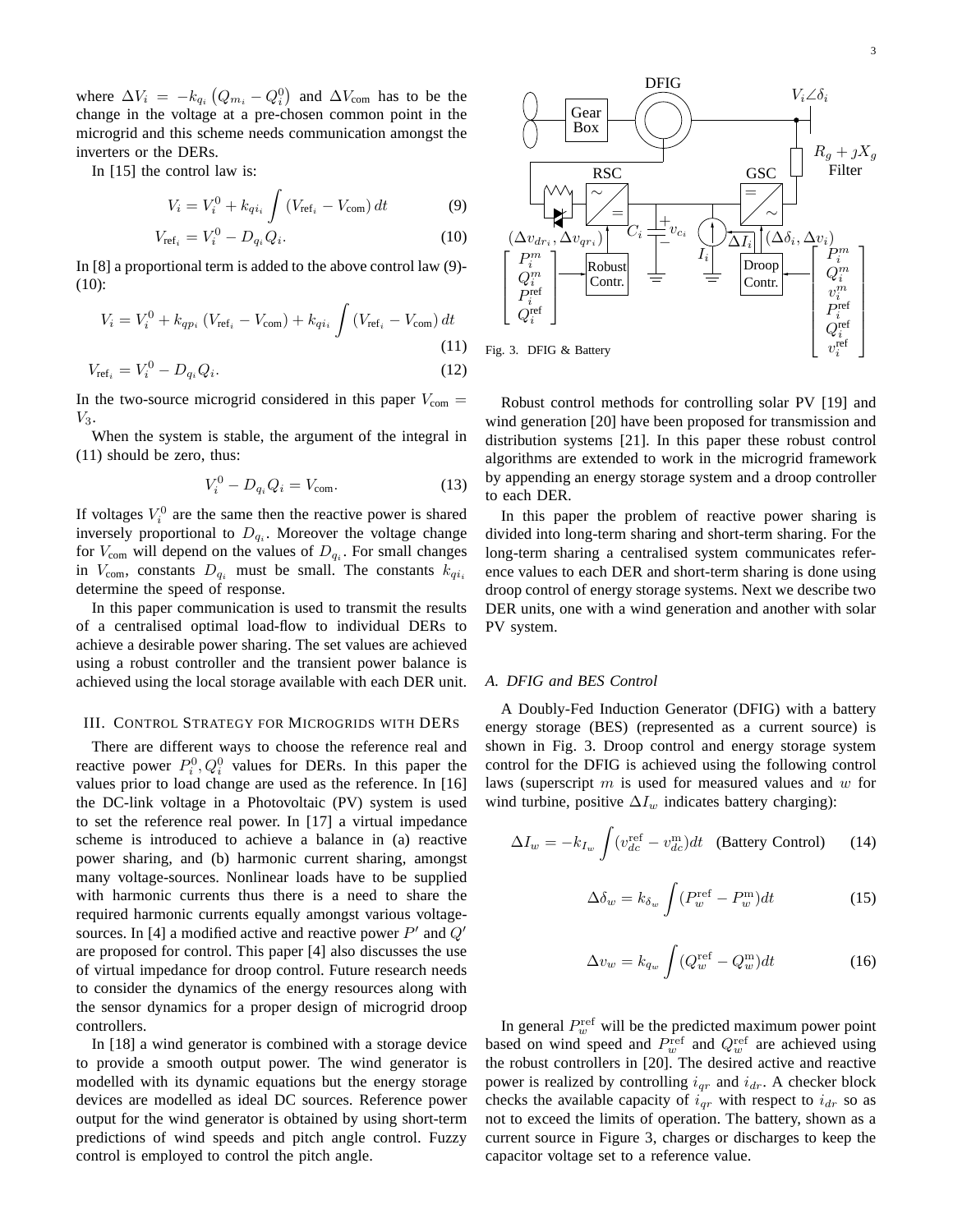where $\Delta V_i = -k_{q_i}\left(Q_{m_i} - Q_i^0\right)$ and $\Delta V_{\text{com}}$ has to be the change in the voltage at a pre-chosen common point in the microgrid and this scheme needs communication amongst the inverters or the DERs.

In [15] the control law is:

$$V_i = V_i^0 + k_{qi_i} \int \left(V_{\text{ref}_i} - V_{\text{com}}\right) dt \tag{9}$$

$$V_{\text{ref}_i} = V_i^0 - D_{q_i} Q_i. \tag{10}$$

In [8] a proportional term is added to the above control law (9)-(10):

$$V_i = V_i^0 + k_{qp_i}\left(V_{\text{ref}_i} - V_{\text{com}}\right) + k_{qi_i} \int \left(V_{\text{ref}_i} - V_{\text{com}}\right) dt \tag{11}$$

$$V_{\text{ref}_i} = V_i^0 - D_{q_i} Q_i. \tag{12}$$

In the two-source microgrid considered in this paper $V_{\text{com}} = V_3$.

When the system is stable, the argument of the integral in (11) should be zero, thus:

$$V_i^0 - D_{q_i} Q_i = V_{\text{com}}. \tag{13}$$

If voltages $V_i^0$ are the same then the reactive power is shared inversely proportional to $D_{q_i}$. Moreover the voltage change for $V_{\text{com}}$ will depend on the values of $D_{q_i}$. For small changes in $V_{\text{com}}$, constants $D_{q_i}$ must be small. The constants $k_{qi_i}$ determine the speed of response.

In this paper communication is used to transmit the results of a centralised optimal load-flow to individual DERs to achieve a desirable power sharing. The set values are achieved using a robust controller and the transient power balance is achieved using the local storage available with each DER unit.

## III. Control Strategy for Microgrids with DERs

There are different ways to choose the reference real and reactive power $P_i^0, Q_i^0$ values for DERs. In this paper the values prior to load change are used as the reference. In [16] the DC-link voltage in a Photovoltaic (PV) system is used to set the reference real power. In [17] a virtual impedance scheme is introduced to achieve a balance in (a) reactive power sharing, and (b) harmonic current sharing, amongst many voltage-sources. Nonlinear loads have to be supplied with harmonic currents thus there is a need to share the required harmonic currents equally amongst various voltage-sources. In [4] a modified active and reactive power $P'$ and $Q'$ are proposed for control. This paper [4] also discusses the use of virtual impedance for droop control. Future research needs to consider the dynamics of the energy resources along with the sensor dynamics for a proper design of microgrid droop controllers.

In [18] a wind generator is combined with a storage device to provide a smooth output power. The wind generator is modelled with its dynamic equations but the energy storage devices are modelled as ideal DC sources. Reference power output for the wind generator is obtained by using short-term predictions of wind speeds and pitch angle control. Fuzzy control is employed to control the pitch angle.

DFIG
$V_i\angle\delta_i$
Gear Box
$R_g + \jmath X_g$
Filter
RSC
GSC
$C_i$
$v_{c_i}$
$I_i$
$\Delta I_i$
$(\Delta v_{dr_i}, \Delta v_{qr_i})$
$(\Delta\delta_i, \Delta v_i)$
Robust Contr.
Droop Contr.
$\begin{bmatrix} P_i^m \\ Q_i^m \\ P_i^{\text{ref}} \\ Q_i^{\text{ref}} \end{bmatrix}$
$\begin{bmatrix} P_i^m \\ Q_i^m \\ v_i^m \\ P_i^{\text{ref}} \\ Q_i^{\text{ref}} \\ v_i^{\text{ref}} \end{bmatrix}$

Fig. 3. DFIG & Battery

Robust control methods for controlling solar PV [19] and wind generation [20] have been proposed for transmission and distribution systems [21]. In this paper these robust control algorithms are extended to work in the microgrid framework by appending an energy storage system and a droop controller to each DER.

In this paper the problem of reactive power sharing is divided into long-term sharing and short-term sharing. For the long-term sharing a centralised system communicates reference values to each DER and short-term sharing is done using droop control of energy storage systems. Next we describe two DER units, one with a wind generation and another with solar PV system.

### A. DFIG and BES Control

A Doubly-Fed Induction Generator (DFIG) with a battery energy storage (BES) (represented as a current source) is shown in Fig. 3. Droop control and energy storage system control for the DFIG is achieved using the following control laws (superscript $m$ is used for measured values and $w$ for wind turbine, positive $\Delta I_w$ indicates battery charging):

$$\Delta I_w = -k_{I_w} \int (v_{dc}^{\text{ref}} - v_{dc}^{\text{m}}) dt \quad \text{(Battery Control)} \tag{14}$$

$$\Delta\delta_w = k_{\delta_w} \int (P_w^{\text{ref}} - P_w^{\text{m}}) dt \tag{15}$$

$$\Delta v_w = k_{q_w} \int (Q_w^{\text{ref}} - Q_w^{\text{m}}) dt \tag{16}$$

In general $P_w^{\text{ref}}$ will be the predicted maximum power point based on wind speed and $P_w^{\text{ref}}$ and $Q_w^{\text{ref}}$ are achieved using the robust controllers in [20]. The desired active and reactive power is realized by controlling $i_{qr}$ and $i_{dr}$. A checker block checks the available capacity of $i_{qr}$ with respect to $i_{dr}$ so as not to exceed the limits of operation. The battery, shown as a current source in Figure 3, charges or discharges to keep the capacitor voltage set to a reference value.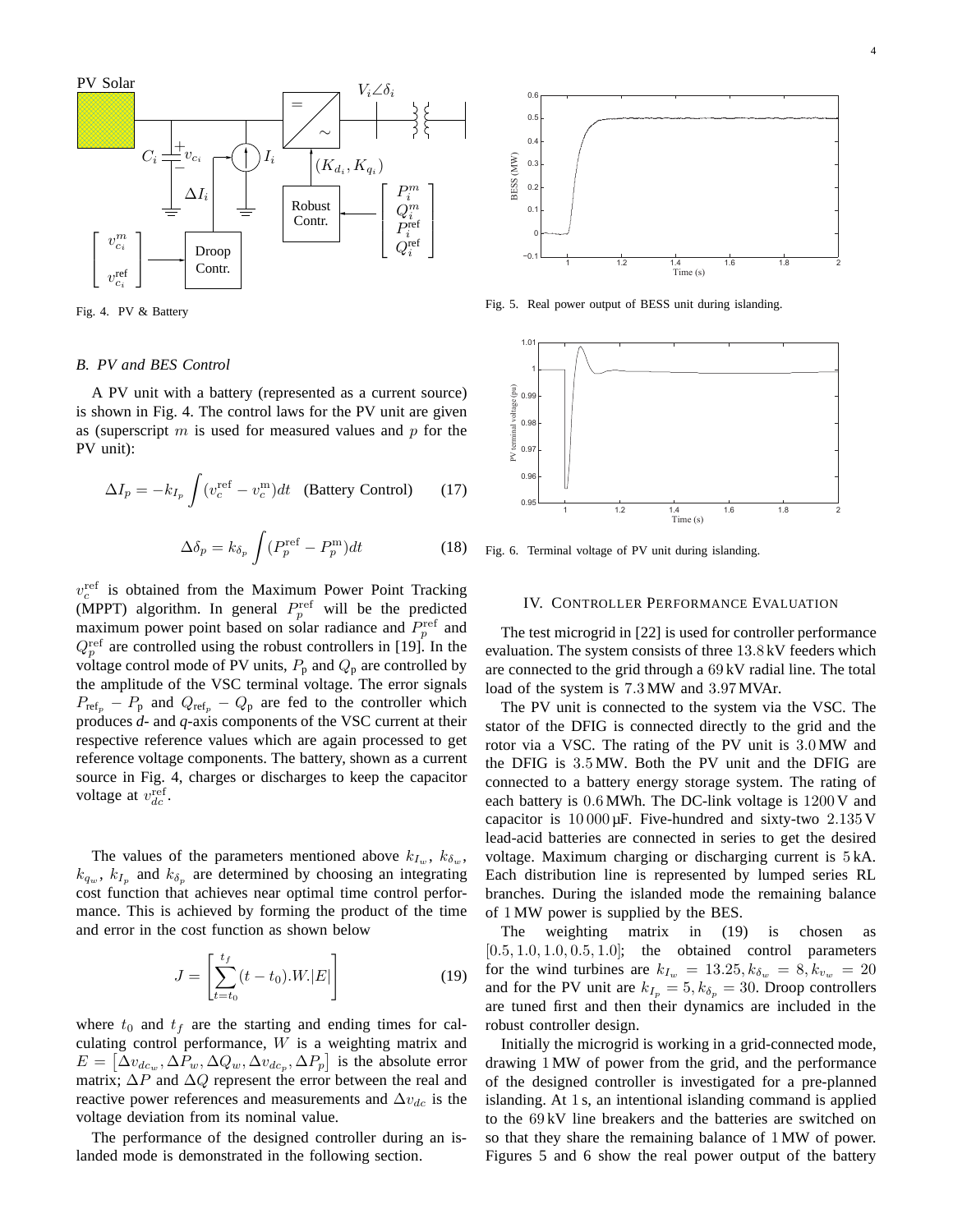PV Solar

$V_i\angle\delta_i$

$C_i$ $v_{c_i}$ $I_i$ $\Delta I_i$ $(K_{d_i}, K_{q_i})$

Robust Contr.

$P_i^m$ $Q_i^m$ $P_i^{\text{ref}}$ $Q_i^{\text{ref}}$

$v_{c_i}^m$ $v_{c_i}^{\text{ref}}$

Droop Contr.

Fig. 4. PV & Battery

### B. PV and BES Control

A PV unit with a battery (represented as a current source) is shown in Fig. 4. The control laws for the PV unit are given as (superscript $m$ is used for measured values and $p$ for the PV unit):

$$\Delta I_p = -k_{I_p}\int (v_c^{\text{ref}} - v_c^{\text{m}})dt \quad \text{(Battery Control)} \tag{17}$$

$$\Delta\delta_p = k_{\delta_p}\int (P_p^{\text{ref}} - P_p^{\text{m}})dt \tag{18}$$

$v_c^{\text{ref}}$ is obtained from the Maximum Power Point Tracking (MPPT) algorithm. In general $P_p^{\text{ref}}$ will be the predicted maximum power point based on solar radiance and $P_p^{\text{ref}}$ and $Q_p^{\text{ref}}$ are controlled using the robust controllers in [19]. In the voltage control mode of PV units, $P_{\text{p}}$ and $Q_{\text{p}}$ are controlled by the amplitude of the VSC terminal voltage. The error signals $P_{\text{ref}_p} - P_{\text{p}}$ and $Q_{\text{ref}_p} - Q_{\text{p}}$ are fed to the controller which produces *d*- and *q*-axis components of the VSC current at their respective reference values which are again processed to get reference voltage components. The battery, shown as a current source in Fig. 4, charges or discharges to keep the capacitor voltage at $v_{dc}^{\text{ref}}$.

The values of the parameters mentioned above $k_{I_w}$, $k_{\delta_w}$, $k_{q_w}$, $k_{I_p}$ and $k_{\delta_p}$ are determined by choosing an integrating cost function that achieves near optimal time control performance. This is achieved by forming the product of the time and error in the cost function as shown below

$$J = \left[\sum_{t=t_0}^{t_f}(t-t_0).W.|E|\right] \tag{19}$$

where $t_0$ and $t_f$ are the starting and ending times for calculating control performance, $W$ is a weighting matrix and $E = \left[\Delta v_{dc_w}, \Delta P_w, \Delta Q_w, \Delta v_{dc_p}, \Delta P_p\right]$ is the absolute error matrix; $\Delta P$ and $\Delta Q$ represent the error between the real and reactive power references and measurements and $\Delta v_{dc}$ is the voltage deviation from its nominal value.

The performance of the designed controller during an islanded mode is demonstrated in the following section.

BESS (MW)

0.6
0.5
0.4
0.3
0.2
0.1
0
−0.1

1 1.2 1.4 1.6 1.8 2

Time (s)

Fig. 5. Real power output of BESS unit during islanding.

PV terminal voltage (pu)

1.01
1
0.99
0.98
0.97
0.96
0.95

1 1.2 1.4 1.6 1.8 2

Time (s)

Fig. 6. Terminal voltage of PV unit during islanding.

## IV. Controller Performance Evaluation

The test microgrid in [22] is used for controller performance evaluation. The system consists of three 13.8 kV feeders which are connected to the grid through a 69 kV radial line. The total load of the system is 7.3 MW and 3.97 MVAr.

The PV unit is connected to the system via the VSC. The stator of the DFIG is connected directly to the grid and the rotor via a VSC. The rating of the PV unit is 3.0 MW and the DFIG is 3.5 MW. Both the PV unit and the DFIG are connected to a battery energy storage system. The rating of each battery is 0.6 MWh. The DC-link voltage is 1200 V and capacitor is 10 000 µF. Five-hundred and sixty-two 2.135 V lead-acid batteries are connected in series to get the desired voltage. Maximum charging or discharging current is 5 kA. Each distribution line is represented by lumped series RL branches. During the islanded mode the remaining balance of 1 MW power is supplied by the BES.

The weighting matrix in (19) is chosen as $[0.5, 1.0, 1.0, 0.5, 1.0]$; the obtained control parameters for the wind turbines are $k_{I_w} = 13.25, k_{\delta_w} = 8, k_{v_w} = 20$ and for the PV unit are $k_{I_p} = 5, k_{\delta_p} = 30$. Droop controllers are tuned first and then their dynamics are included in the robust controller design.

Initially the microgrid is working in a grid-connected mode, drawing 1 MW of power from the grid, and the performance of the designed controller is investigated for a pre-planned islanding. At 1 s, an intentional islanding command is applied to the 69 kV line breakers and the batteries are switched on so that they share the remaining balance of 1 MW of power. Figures 5 and 6 show the real power output of the battery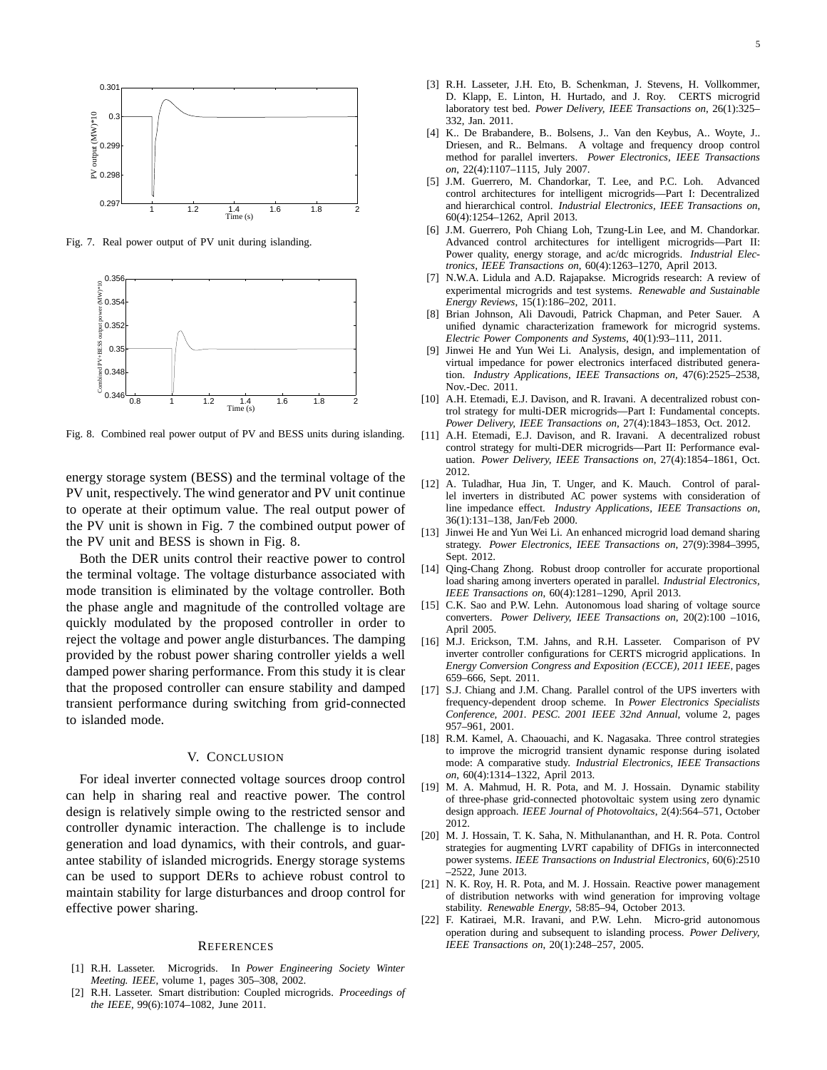0.301
0.3
0.299
0.298
0.297
PV output (MW)*10
1 1.2 1.4 1.6 1.8 2
Time (s)

Fig. 7. Real power output of PV unit during islanding.

0.356
0.354
0.352
0.35
0.348
0.346
Combined PV+BESS output power (MW)*10
0.8 1 1.2 1.4 1.6 1.8 2
Time (s)

Fig. 8. Combined real power output of PV and BESS units during islanding.

energy storage system (BESS) and the terminal voltage of the PV unit, respectively. The wind generator and PV unit continue to operate at their optimum value. The real output power of the PV unit is shown in Fig. 7 the combined output power of the PV unit and BESS is shown in Fig. 8.

Both the DER units control their reactive power to control the terminal voltage. The voltage disturbance associated with mode transition is eliminated by the voltage controller. Both the phase angle and magnitude of the controlled voltage are quickly modulated by the proposed controller in order to reject the voltage and power angle disturbances. The damping provided by the robust power sharing controller yields a well damped power sharing performance. From this study it is clear that the proposed controller can ensure stability and damped transient performance during switching from grid-connected to islanded mode.

## V. Conclusion

For ideal inverter connected voltage sources droop control can help in sharing real and reactive power. The control design is relatively simple owing to the restricted sensor and controller dynamic interaction. The challenge is to include generation and load dynamics, with their controls, and guarantee stability of islanded microgrids. Energy storage systems can be used to support DERs to achieve robust control to maintain stability for large disturbances and droop control for effective power sharing.

## References

[1] R.H. Lasseter. Microgrids. In *Power Engineering Society Winter Meeting. IEEE*, volume 1, pages 305–308, 2002.

[2] R.H. Lasseter. Smart distribution: Coupled microgrids. *Proceedings of the IEEE*, 99(6):1074–1082, June 2011.

[3] R.H. Lasseter, J.H. Eto, B. Schenkman, J. Stevens, H. Vollkommer, D. Klapp, E. Linton, H. Hurtado, and J. Roy. CERTS microgrid laboratory test bed. *Power Delivery, IEEE Transactions on*, 26(1):325–332, Jan. 2011.

[4] K.. De Brabandere, B.. Bolsens, J.. Van den Keybus, A.. Woyte, J.. Driesen, and R.. Belmans. A voltage and frequency droop control method for parallel inverters. *Power Electronics, IEEE Transactions on*, 22(4):1107–1115, July 2007.

[5] J.M. Guerrero, M. Chandorkar, T. Lee, and P.C. Loh. Advanced control architectures for intelligent microgrids—Part I: Decentralized and hierarchical control. *Industrial Electronics, IEEE Transactions on*, 60(4):1254–1262, April 2013.

[6] J.M. Guerrero, Poh Chiang Loh, Tzung-Lin Lee, and M. Chandorkar. Advanced control architectures for intelligent microgrids—Part II: Power quality, energy storage, and ac/dc microgrids. *Industrial Electronics, IEEE Transactions on*, 60(4):1263–1270, April 2013.

[7] N.W.A. Lidula and A.D. Rajapakse. Microgrids research: A review of experimental microgrids and test systems. *Renewable and Sustainable Energy Reviews*, 15(1):186–202, 2011.

[8] Brian Johnson, Ali Davoudi, Patrick Chapman, and Peter Sauer. A unified dynamic characterization framework for microgrid systems. *Electric Power Components and Systems*, 40(1):93–111, 2011.

[9] Jinwei He and Yun Wei Li. Analysis, design, and implementation of virtual impedance for power electronics interfaced distributed generation. *Industry Applications, IEEE Transactions on*, 47(6):2525–2538, Nov.-Dec. 2011.

[10] A.H. Etemadi, E.J. Davison, and R. Iravani. A decentralized robust control strategy for multi-DER microgrids—Part I: Fundamental concepts. *Power Delivery, IEEE Transactions on*, 27(4):1843–1853, Oct. 2012.

[11] A.H. Etemadi, E.J. Davison, and R. Iravani. A decentralized robust control strategy for multi-DER microgrids—Part II: Performance evaluation. *Power Delivery, IEEE Transactions on*, 27(4):1854–1861, Oct. 2012.

[12] A. Tuladhar, Hua Jin, T. Unger, and K. Mauch. Control of parallel inverters in distributed AC power systems with consideration of line impedance effect. *Industry Applications, IEEE Transactions on*, 36(1):131–138, Jan/Feb 2000.

[13] Jinwei He and Yun Wei Li. An enhanced microgrid load demand sharing strategy. *Power Electronics, IEEE Transactions on*, 27(9):3984–3995, Sept. 2012.

[14] Qing-Chang Zhong. Robust droop controller for accurate proportional load sharing among inverters operated in parallel. *Industrial Electronics, IEEE Transactions on*, 60(4):1281–1290, April 2013.

[15] C.K. Sao and P.W. Lehn. Autonomous load sharing of voltage source converters. *Power Delivery, IEEE Transactions on*, 20(2):100 –1016, April 2005.

[16] M.J. Erickson, T.M. Jahns, and R.H. Lasseter. Comparison of PV inverter controller configurations for CERTS microgrid applications. In *Energy Conversion Congress and Exposition (ECCE), 2011 IEEE*, pages 659–666, Sept. 2011.

[17] S.J. Chiang and J.M. Chang. Parallel control of the UPS inverters with frequency-dependent droop scheme. In *Power Electronics Specialists Conference, 2001. PESC. 2001 IEEE 32nd Annual*, volume 2, pages 957–961, 2001.

[18] R.M. Kamel, A. Chaouachi, and K. Nagasaka. Three control strategies to improve the microgrid transient dynamic response during isolated mode: A comparative study. *Industrial Electronics, IEEE Transactions on*, 60(4):1314–1322, April 2013.

[19] M. A. Mahmud, H. R. Pota, and M. J. Hossain. Dynamic stability of three-phase grid-connected photovoltaic system using zero dynamic design approach. *IEEE Journal of Photovoltaics*, 2(4):564–571, October 2012.

[20] M. J. Hossain, T. K. Saha, N. Mithulananthan, and H. R. Pota. Control strategies for augmenting LVRT capability of DFIGs in interconnected power systems. *IEEE Transactions on Industrial Electronics*, 60(6):2510 –2522, June 2013.

[21] N. K. Roy, H. R. Pota, and M. J. Hossain. Reactive power management of distribution networks with wind generation for improving voltage stability. *Renewable Energy*, 58:85–94, October 2013.

[22] F. Katiraei, M.R. Iravani, and P.W. Lehn. Micro-grid autonomous operation during and subsequent to islanding process. *Power Delivery, IEEE Transactions on*, 20(1):248–257, 2005.